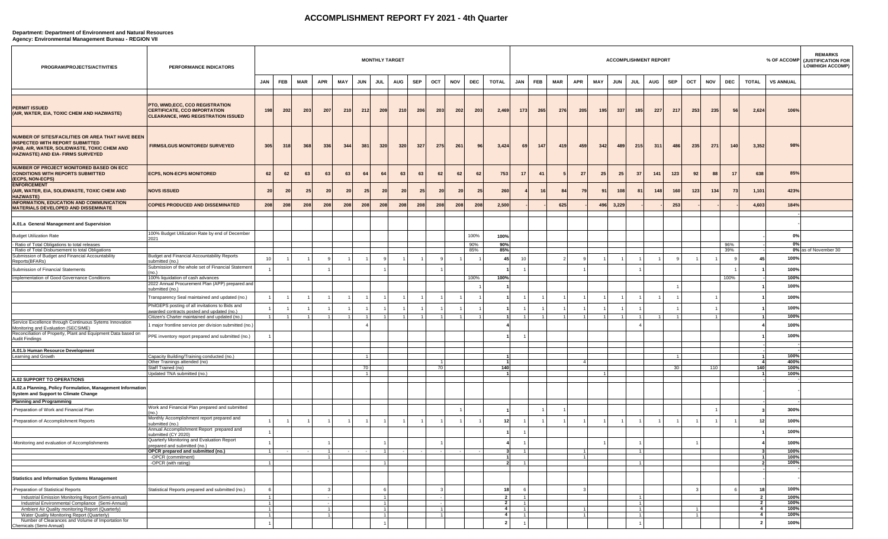# ACCOMPLISHMENT REPORT FY 2021 - 4th Quarter

**Department: Department of Environment and Natural Resources**
**Agency: Environmental Management Bureau - REGION VII**

| PROGRAM/PROJECTS/ACTIVITIES | PERFORMANCE INDICATORS | MONTHLY TARGET | | | | | | | | | | | | | ACCOMPLISHMENT REPORT | | | | | | | | | | | | | % OF ACCOMP | REMARKS (JUSTIFICATION FOR LOW/HIGH ACCOMP) |
|---|---|---|---|---|---|---|---|---|---|---|---|---|---|---|---|---|---|---|---|---|---|---|---|---|---|---|---|---|---|
| | | JAN | FEB | MAR | APR | MAY | JUN | JUL | AUG | SEP | OCT | NOV | DEC | TOTAL | JAN | FEB | MAR | APR | MAY | JUN | JUL | AUG | SEP | OCT | NOV | DEC | TOTAL | VS ANNUAL | |
| **PERMIT ISSUED (AIR, WATER, EIA, TOXIC CHEM AND HAZWASTE)** | **PTO, WWD,ECC, CCO REGISTRATION CERTIFICATE, CCO IMPORTATION CLEARANCE, HWG REGISTRATION ISSUED** | 198 | 202 | 203 | 207 | 210 | 212 | 209 | 210 | 206 | 203 | 202 | 203 | 2,469 | 173 | 265 | 276 | 205 | 195 | 337 | 185 | 227 | 217 | 253 | 235 | 56 | 2,624 | 106% | |
| **NUMBER OF SITES/FACILITIES OR AREA THAT HAVE BEEN INSPECTED WITH REPORT SUBMITTED (PAB, AIR, WATER, SOLIDWASTE, TOXIC CHEM AND HAZWASTE) AND EIA- FIRMS SURVEYED** | **FIRMS/LGUS MONITORED/ SURVEYED** | 305 | 318 | 368 | 336 | 344 | 381 | 320 | 320 | 327 | 275 | 261 | 96 | 3,424 | 69 | 147 | 419 | 459 | 342 | 489 | 215 | 311 | 486 | 235 | 271 | 140 | 3,352 | 98% | |
| **NUMBER OF PROJECT MONITORED BASED ON ECC CONDITIONS WITH REPORTS SUBMITTED (ECPS, NON-ECPS)** | **ECPS, NON-ECPS MONITORED** | 62 | 62 | 63 | 63 | 63 | 64 | 64 | 63 | 63 | 62 | 62 | 62 | 753 | 17 | 41 | 5 | 27 | 25 | 25 | 37 | 141 | 123 | 92 | 88 | 17 | 638 | 85% | |
| **ENFORCEMENT (AIR, WATER, EIA, SOLIDWASTE, TOXIC CHEM AND HAZWASTE)** | **NOVS ISSUED** | 20 | 20 | 25 | 20 | 20 | 25 | 20 | 20 | 25 | 20 | 20 | 25 | 260 | 4 | 16 | 84 | 79 | 91 | 108 | 81 | 148 | 160 | 123 | 134 | 73 | 1,101 | 423% | |
| **INFORMATION, EDUCATION AND COMMUNICATION MATERIALS DEVELOPED AND DISSEMINATE** | **COPIES PRODUCED AND DISSEMINATED** | 208 | 208 | 208 | 208 | 208 | 208 | 208 | 208 | 208 | 208 | 208 | 208 | 2,500 | - | - | 625 | - | 496 | 3,229 | - | - | 253 | - | - | - | 4,603 | 184% | |
| | | | | | | | | | | | | | | | | | | | | | | | | | | | | - | |
| **A.01.a General Management and Supervision** | | | | | | | | | | | | | | | | | | | | | | | | | | | | - | |
| Budget Utilization Rate | 100% Budget Utilization Rate by end of December 2021 | | | | | | | | | | | | 100% | 100% | | | | | | | | | | | | | | 0% | |
| - Ratio of Total Obligations to total releases | | | | | | | | | | | | | 90% | 90% | | | | | | | | | | | | 96% | - | 0% | |
| - Ratio of Total Disbursement to total Obligations | | | | | | | | | | | | | 85% | 85% | | | | | | | | | | | | 39% | - | 0% | as of November 30 |
| Submission of Budget and Financial Accountability Reports(BFARs) | Budget and Financial Accountability Reports submitted (no.) | 10 | 1 | 1 | 9 | 1 | 1 | 9 | 1 | 1 | 9 | 1 | 1 | 45 | 10 | | 2 | 9 | 1 | 1 | 1 | 1 | 9 | 1 | 1 | 9 | 45 | 100% | |
| Submission of Financial Statements | Submission of the whole set of Financial Statement (no.) | 1 | | | 1 | | | 1 | | | 1 | | | 1 | 1 | | | 1 | | | 1 | | | | | | 1 | 100% | |
| Implementation of Good Governance Conditions | 100% liquidation of cash advances | | | | | | | | | | | | 100% | 100% | | | | | | | | | | | | 100% | - | 100% | |
| | 2022 Annual Procurement Plan (APP) prepared and submitted (no.) | | | | | | | | | | | | 1 | 1 | | | | | | | | | 1 | | | | 1 | 100% | |
| | Transparency Seal maintained and updated (no.) | 1 | 1 | 1 | 1 | 1 | 1 | 1 | 1 | 1 | 1 | 1 | 1 | 1 | 1 | 1 | 1 | 1 | 1 | 1 | 1 | 1 | 1 | | 1 | | 1 | 100% | |
| | PhilGEPS posting of all invitations to Bids and awarded contracts posted and updated (no.) | 1 | 1 | 1 | 1 | 1 | 1 | 1 | 1 | 1 | 1 | 1 | 1 | 1 | 1 | 1 | 1 | 1 | 1 | 1 | 1 | | 1 | | 1 | | 1 | 100% | |
| | Citizen's Charter maintained and updated (no.) | 1 | 1 | 1 | 1 | 1 | 1 | 1 | 1 | 1 | 1 | 1 | 1 | 1 | 1 | 1 | 1 | 1 | 1 | 1 | 1 | 1 | 1 | | 1 | | 1 | 100% | |
| Service Excellence through Continuous Sytems Innovation Monitoring and Evaluation (SECSIME) | 1 major frontline service per division submitted (no.) | | | | | | 4 | | | | | | | 4 | | | | | | | 4 | | | | | | 4 | 100% | |
| Reconciliation of Property, Plant and Equipment Data based on Audit Findings | PPE inventory report prepared and submitted (no.) | 1 | | | | | | | | | | | | 1 | 1 | | | | | | | | | | | | 1 | 100% | |
| | | | | | | | | | | | | | | | | | | | | | | | | | | | - | - | |
| | | | | | | | | | | | | | | | | | | | | | | | | | | | - | - | |
| **A.01.b Human Resource Development** | | | | | | | | | | | | | | | | | | | | | | | | | | | - | - | |
| Learning and Growth | Capacity Building/Training conducted (no.) | | | | | | 1 | | | | | | | 1 | | | | | | | | | 1 | | | | 1 | 100% | |
| | Other Trainings attended (no) | | | | | | | | | | 1 | | | 1 | | | | 4 | | | | | | | | | 4 | 400% | |
| | Staff Trained (no) | | | | | | 70 | | | | 70 | | | 140 | | | | | | | | | 30 | | 110 | | 140 | 100% | |
| | Updated TNA submitted (no.) | | | | | | 1 | | | | | | | 1 | | | | | 1 | | | | | | | | 1 | 100% | |
| **A.02 SUPPORT TO OPERATIONS** | | | | | | | | | | | | | | | | | | | | | | | | | | | - | - | |
| **A.02.a Planning, Policy Formulation, Management Information System and Support to Climate Change** | | | | | | | | | | | | | | | | | | | | | | | | | | | - | - | |
| **Planning and Programming** | | | | | | | | | | | | | | | | | | | | | | | | | | | - | - | |
| -Preparation of Work and Financial Plan | Work and Financial Plan prepared and submitted (no.) | | | | | | | | | | | 1 | | 1 | | 1 | 1 | | | | | | | | 1 | | 3 | 300% | |
| -Preparation of Accomplishment Reports | Monthly Accomplishment report prepared and submitted (no.) | 1 | 1 | 1 | 1 | 1 | 1 | 1 | 1 | 1 | 1 | 1 | 1 | 12 | 1 | 1 | 1 | 1 | 1 | 1 | 1 | 1 | 1 | 1 | 1 | 1 | 12 | 100% | |
| | Annual Accomplishment Report prepared and submitted (CY 2020) | 1 | | | | | | | | | | | | 1 | 1 | | | | | | | | | | | | 1 | 100% | |
| -Monitoring and evaluation of Accomplishments | Quarterly Monitoring and Evaluation Report prepared and submitted (no.) | 1 | | | 1 | | | 1 | | | 1 | | | 4 | 1 | | | | 1 | | 1 | | | 1 | | | 4 | 100% | |
| | **OPCR prepared and submitted (no.)** | 1 | - | - | 1 | - | - | 1 | - | - | - | - | - | 3 | 1 | | | 1 | | | 1 | | | | | | 3 | 100% | |
| | -OPCR (commitment) | | | | 1 | | | | | | | | | 1 | | | | 1 | | | | | | | | | 1 | 100% | |
| | -OPCR (with rating) | 1 | | | | | | 1 | | | | | | 2 | 1 | | | | | | 1 | | | | | | 2 | 100% | |
| | | | | | | | | | | | | | | | | | | | | | | | | | | | - | - | |
| **Statistics and Information Systems Management** | | | | | | | | | | | | | | | | | | | | | | | | | | | - | - | |
| -Preparation of Statistical Reports | Statistical Reports prepared and submitted (no.) | 6 | | | 3 | | | 6 | | | 3 | | | 18 | 6 | | | 3 | | | | | | 3 | | 6 | 18 | 100% | |
| Industrial Emission Monitoring Report (Semi-annual) | | 1 | | | - | | | 1 | | | - | | | 2 | 1 | | | | | | 1 | | | | | | 2 | 100% | |
| Industrial Environmental Compliance (Semi-Annual) | | 1 | | | - | | | 1 | | | - | | | 2 | 1 | | | | | | 1 | | | | | | 2 | 100% | |
| Ambient Air Quality monitoring Report (Quarterly) | | 1 | | | 1 | | | 1 | | | 1 | | | 4 | 1 | | | 1 | | | 1 | | | 1 | | | 4 | 100% | |
| Water Quality Monitoring Report (Quarterly) | | 1 | | | 1 | | | 1 | | | 1 | | | 4 | 1 | | | 1 | | | 1 | | | 1 | | | 4 | 100% | |
| Number of Clearances and Volume of Importation for Chemicals (Semi-Annual) | | 1 | | | | | | 1 | | | | | | 2 | 1 | | | | | | 1 | | | | | | 2 | 100% | |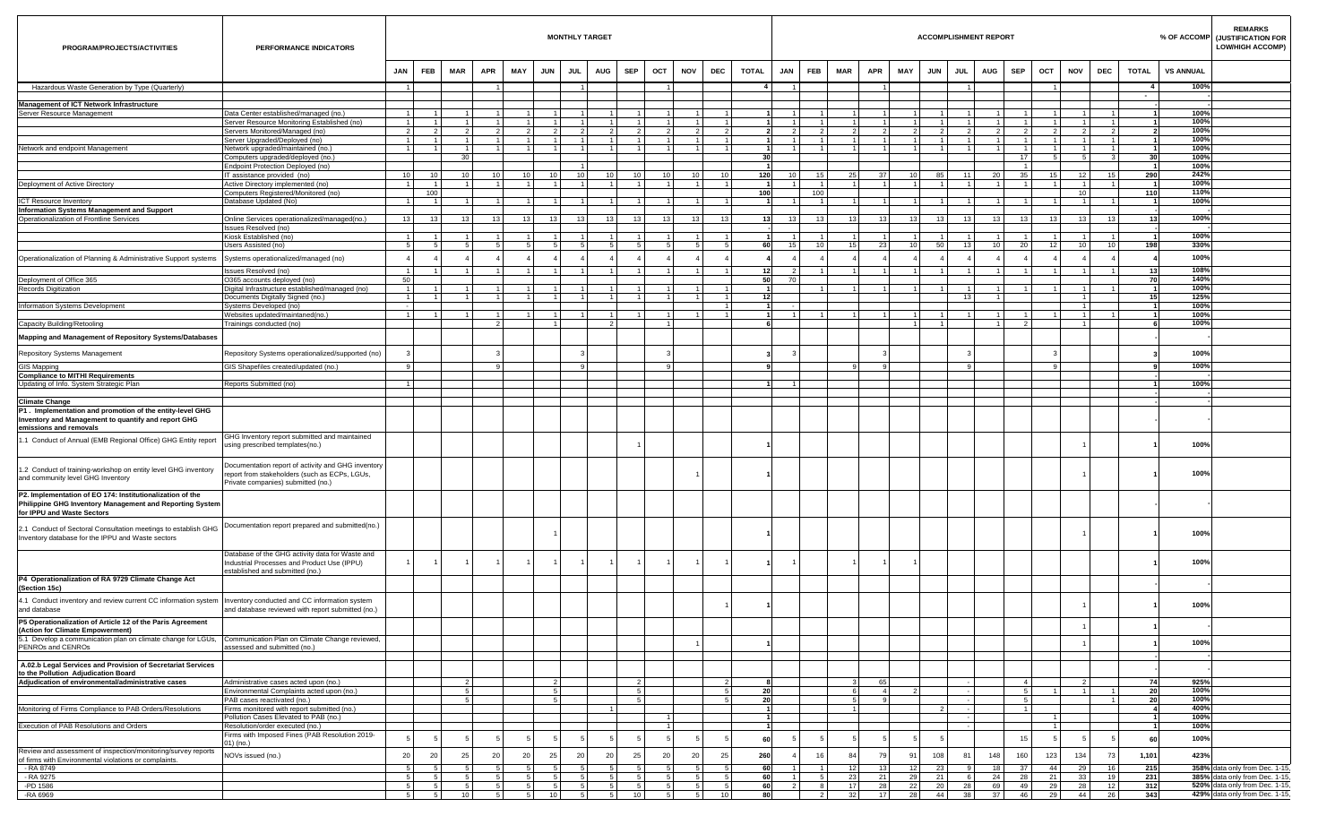| PROGRAM/PROJECTS/ACTIVITIES | PERFORMANCE INDICATORS | MONTHLY TARGET | | | | | | | | | | | | | ACCOMPLISHMENT REPORT | | | | | | | | | | | | | % OF ACCOMP | REMARKS (JUSTIFICATION FOR LOW/HIGH ACCOMP) |
|---|---|---|---|---|---|---|---|---|---|---|---|---|---|---|---|---|---|---|---|---|---|---|---|---|---|---|---|---|---|
| | | JAN | FEB | MAR | APR | MAY | JUN | JUL | AUG | SEP | OCT | NOV | DEC | TOTAL | JAN | FEB | MAR | APR | MAY | JUN | JUL | AUG | SEP | OCT | NOV | DEC | TOTAL | VS ANNUAL | |
| Hazardous Waste Generation by Type (Quarterly) | | 1 | | | 1 | | | 1 | | | 1 | | | 4 | 1 | | | 1 | | | 1 | | | 1 | | | 4 | 100% | |
| | | | | | | | | | | | | | | | | | | | | | | | | | | | - | - | |
| **Management of ICT Network Infrastructure** | | | | | | | | | | | | | | | | | | | | | | | | | | | | - | |
| Server Resource Management | Data Center established/managed (no.) | 1 | 1 | 1 | 1 | 1 | 1 | 1 | 1 | 1 | 1 | 1 | 1 | 1 | 1 | 1 | 1 | 1 | 1 | 1 | 1 | 1 | 1 | 1 | 1 | 1 | 1 | 100% | |
| | Server Resource Monitoring Established (no) | 1 | 1 | 1 | 1 | 1 | 1 | 1 | 1 | 1 | 1 | 1 | 1 | 1 | 1 | 1 | 1 | 1 | 1 | 1 | 1 | 1 | 1 | 1 | 1 | 1 | 1 | 100% | |
| | Servers Monitored/Managed (no) | 2 | 2 | 2 | 2 | 2 | 2 | 2 | 2 | 2 | 2 | 2 | 2 | 2 | 2 | 2 | 2 | 2 | 2 | 2 | 2 | 2 | 2 | 2 | 2 | 2 | 2 | 100% | |
| | Server Upgraded/Deployed (no) | 1 | 1 | 1 | 1 | 1 | 1 | 1 | 1 | 1 | 1 | 1 | 1 | 1 | 1 | 1 | 1 | 1 | 1 | 1 | 1 | 1 | 1 | 1 | 1 | 1 | 1 | 100% | |
| Network and endpoint Management | Network upgraded/maintained (no.) | 1 | 1 | 1 | 1 | 1 | 1 | 1 | 1 | 1 | 1 | 1 | 1 | 1 | 1 | 1 | 1 | 1 | 1 | 1 | 1 | 1 | 1 | 1 | 1 | 1 | 1 | 100% | |
| | Computers upgraded/deployed (no.) | | | 30 | | | | | | | | | | 30 | | | | | | | | | 17 | 5 | 5 | 3 | 30 | 100% | |
| | Endpoint Protection Deployed (no) | | | | | | | 1 | | | | | | 1 | | | | | | | | | 1 | | | | 1 | 100% | |
| | IT assistance provided (no) | 10 | 10 | 10 | 10 | 10 | 10 | 10 | 10 | 10 | 10 | 10 | 10 | 120 | 10 | 15 | 25 | 37 | 10 | 85 | 11 | 20 | 35 | 15 | 12 | 15 | 290 | 242% | |
| Deployment of Active Directory | Active Directory implemented (no) | 1 | 1 | 1 | 1 | 1 | 1 | 1 | 1 | 1 | 1 | 1 | 1 | 1 | 1 | 1 | 1 | 1 | 1 | 1 | 1 | 1 | 1 | 1 | 1 | 1 | 1 | 100% | |
| | Computers Registered/Monitored (no) | | 100 | | | | | | | | | | | 100 | | 100 | | | | | | | | | 10 | | 110 | 110% | |
| ICT Resource Inventory | Database Updated (No) | 1 | 1 | 1 | 1 | 1 | 1 | 1 | 1 | 1 | 1 | 1 | 1 | 1 | 1 | 1 | 1 | 1 | 1 | 1 | 1 | 1 | 1 | 1 | 1 | 1 | 1 | 100% | |
| **Information Systems Management and Support** | | | | | | | | | | | | | | | | | | | | | | | | | | | | - | |
| Operationalization of Frontline Services | Online Services operationalized/managed(no.) | 13 | 13 | 13 | 13 | 13 | 13 | 13 | 13 | 13 | 13 | 13 | 13 | 13 | 13 | 13 | 13 | 13 | 13 | 13 | 13 | 13 | 13 | 13 | 13 | 13 | 13 | 100% | |
| | Issues Resolved (no) | | | | | | | | | | | | | | | | | | | | | | | | | | | - | |
| | Kiosk Established (no) | 1 | 1 | 1 | 1 | 1 | 1 | 1 | 1 | 1 | 1 | 1 | 1 | 1 | 1 | 1 | 1 | 1 | 1 | 1 | 1 | 1 | 1 | 1 | 1 | 1 | 1 | 100% | |
| | Users Assisted (no) | 5 | 5 | 5 | 5 | 5 | 5 | 5 | 5 | 5 | 5 | 5 | 5 | 60 | 15 | 10 | 15 | 23 | 10 | 50 | 13 | 10 | 20 | 12 | 10 | 10 | 198 | 330% | |
| Operationalization of Planning & Administrative Support systems | Systems operationalized/managed (no) | 4 | 4 | 4 | 4 | 4 | 4 | 4 | 4 | 4 | 4 | 4 | 4 | 4 | 4 | 4 | 4 | 4 | 4 | 4 | 4 | 4 | 4 | 4 | 4 | 4 | 4 | 100% | |
| | Issues Resolved (no) | 1 | 1 | 1 | 1 | 1 | 1 | 1 | 1 | 1 | 1 | 1 | 1 | 12 | 2 | 1 | 1 | 1 | 1 | 1 | 1 | 1 | 1 | 1 | 1 | 1 | 13 | 108% | |
| Deployment of Office 365 | O365 accounts deployed (no) | 50 | | | | | | | | | | | | 50 | 70 | | | | | | | | | | | | 70 | 140% | |
| Records Digitization | Digital Infrastructure established/managed (no) | 1 | 1 | 1 | 1 | 1 | 1 | 1 | 1 | 1 | 1 | 1 | 1 | 1 | | 1 | 1 | 1 | 1 | 1 | 1 | 1 | 1 | 1 | 1 | 1 | 1 | 100% | |
| | Documents Digitally Signed (no.) | 1 | 1 | 1 | 1 | 1 | 1 | 1 | 1 | 1 | 1 | 1 | 1 | 12 | | | | | | | 13 | 1 | | | 1 | | 15 | 125% | |
| Information Systems Development | Systems Developed (no) | - | | | | | | | | | | | 1 | 1 | - | | | | | | | | | | 1 | | 1 | 100% | |
| | Websites updated/maintained(no.) | 1 | 1 | 1 | 1 | 1 | 1 | 1 | 1 | 1 | 1 | 1 | 1 | 1 | 1 | 1 | 1 | 1 | 1 | 1 | 1 | 1 | 1 | 1 | 1 | 1 | 1 | 100% | |
| Capacity Building/Retooling | Trainings conducted (no) | | | | 2 | | 1 | | 2 | | 1 | | | 6 | | | | | 1 | 1 | | 1 | 2 | | 1 | | 6 | 100% | |
| **Mapping and Management of Repository Systems/Databases** | | | | | | | | | | | | | | | | | | | | | | | | | | | | - | |
| Repository Systems Management | Repository Systems operationalized/supported (no) | 3 | | | 3 | | | 3 | | | 3 | | | 3 | 3 | | | 3 | | | 3 | | | 3 | | | 3 | 100% | |
| GIS Mapping | GIS Shapefiles created/updated (no.) | 9 | | | 9 | | | 9 | | | 9 | | | 9 | | | 9 | 9 | | | 9 | | | 9 | | | 9 | 100% | |
| **Compliance to MITHI Requirements** | | | | | | | | | | | | | | | | | | | | | | | | | | | | - | |
| Updating of Info. System Strategic Plan | Reports Submitted (no) | 1 | | | | | | | | | | | | 1 | 1 | | | | | | | | | | | | 1 | 100% | |
| | | | | | | | | | | | | | | | | | | | | | | | | | | | | - | |
| **Climate Change** | | | | | | | | | | | | | | | | | | | | | | | | | | | | - | |
| **P1 . Implementation and promotion of the entity-level GHG Inventory and Management to quantify and report GHG emissions and removals** | | | | | | | | | | | | | | | | | | | | | | | | | | | | - | |
| 1.1 Conduct of Annual (EMB Regional Office) GHG Entity report | GHG Inventory report submitted and maintained using prescribed templates(no.) | | | | | | | | | 1 | | | | 1 | | | | | | | | | | | 1 | | 1 | 100% | |
| 1.2 Conduct of training-workshop on entity level GHG inventory and community level GHG Inventory | Documentation report of activity and GHG inventory report from stakeholders (such as ECPs, LGUs, Private companies) submitted (no.) | | | | | | | | | | | 1 | | 1 | | | | | | | | | | | 1 | | 1 | 100% | |
| **P2. Implementation of EO 174: Institutionalization of the Philippine GHG Inventory Management and Reporting System for IPPU and Waste Sectors** | | | | | | | | | | | | | | | | | | | | | | | | | | | | - | |
| 2.1 Conduct of Sectoral Consultation meetings to establish GHG Inventory database for the IPPU and Waste sectors | Documentation report prepared and submitted(no.) | | | | | | 1 | | | | | | | 1 | | | | | | | | | | | 1 | | 1 | 100% | |
| | Database of the GHG activity data for Waste and Industrial Processes and Product Use (IPPU) established and submitted (no.) | 1 | 1 | 1 | 1 | 1 | 1 | 1 | 1 | 1 | 1 | 1 | 1 | 1 | 1 | | 1 | 1 | 1 | | | | | | | | 1 | 100% | |
| **P4 Operationalization of RA 9729 Climate Change Act (Section 15c)** | | | | | | | | | | | | | | | | | | | | | | | | | | | | - | |
| 4.1 Conduct inventory and review current CC information system and database | Inventory conducted and CC information system and database reviewed with report submitted (no.) | | | | | | | | | | | | 1 | 1 | | | | | | | | | | | 1 | | 1 | 100% | |
| **P5 Operationalization of Article 12 of the Paris Agreement (Action for Climate Empowerment)** | | | | | | | | | | | | | | | | | | | | | | | | | 1 | | 1 | - | |
| 5.1 Develop a communication plan on climate change for LGUs, PENROs and CENROs | Communication Plan on Climate Change reviewed, assessed and submitted (no.) | | | | | | | | | | | 1 | | 1 | | | | | | | | | | | 1 | | 1 | 100% | |
| | | | | | | | | | | | | | | | | | | | | | | | | | | | | - | |
| **A.02.b Legal Services and Provision of Secretariat Services to the Pollution Adjudication Board** | | | | | | | | | | | | | | | | | | | | | | | | | | | | - | |
| **Adjudication of environmental/administrative cases** | Administrative cases acted upon (no.) | | | 2 | | | 2 | | | 2 | | | 2 | 8 | | | 3 | 65 | | | - | | 4 | | 2 | | 74 | 925% | |
| | Environmental Complaints acted upon (no.) | | | 5 | | | 5 | | | 5 | | | 5 | 20 | | | 6 | 4 | 2 | | - | | 5 | 1 | 1 | 1 | 20 | 100% | |
| | PAB cases reactivated (no.) | | | 5 | | | 5 | | | 5 | | | 5 | 20 | | | 5 | 9 | | | - | | 5 | | | 1 | 20 | 100% | |
| Monitoring of Firms Compliance to PAB Orders/Resolutions | Firms monitored with report submitted (no.) | | | | | | | | 1 | | | | | 1 | | | 1 | | | 2 | - | | 1 | | | | 4 | 400% | |
| | Pollution Cases Elevated to PAB (no.) | | | | | | | | | | 1 | | | 1 | | | | | | | - | | | 1 | | | 1 | 100% | |
| Execution of PAB Resolutions and Orders | Resolution/order executed (no.) | | | | | | | | | | 1 | | | 1 | | | | | | | - | | | 1 | | | 1 | 100% | |
| | Firms with Imposed Fines (PAB Resolution 2019-01) (no.) | 5 | 5 | 5 | 5 | 5 | 5 | 5 | 5 | 5 | 5 | 5 | 5 | 60 | 5 | 5 | 5 | 5 | 5 | 5 | | | 15 | 5 | 5 | 5 | 60 | 100% | |
| Review and assessment of inspection/monitoring/survey reports of firms with Environmental violations or complaints. | NOVs issued (no.) | 20 | 20 | 25 | 20 | 20 | 25 | 20 | 20 | 25 | 20 | 20 | 25 | 260 | 4 | 16 | 84 | 79 | 91 | 108 | 81 | 148 | 160 | 123 | 134 | 73 | 1,101 | 423% | |
| - RA 8749 | | 5 | 5 | 5 | 5 | 5 | 5 | 5 | 5 | 5 | 5 | 5 | 5 | 60 | 1 | 1 | 12 | 13 | 12 | 23 | 9 | 18 | 37 | 44 | 29 | 16 | 215 | 358% | data only from Dec. 1-15, |
| - RA 9275 | | 5 | 5 | 5 | 5 | 5 | 5 | 5 | 5 | 5 | 5 | 5 | 5 | 60 | 1 | 5 | 23 | 21 | 29 | 21 | 6 | 24 | 28 | 21 | 33 | 19 | 231 | 385% | data only from Dec. 1-15, |
| -PD 1586 | | 5 | 5 | 5 | 5 | 5 | 5 | 5 | 5 | 5 | 5 | 5 | 5 | 60 | 2 | 8 | 17 | 28 | 22 | 20 | 28 | 69 | 49 | 29 | 28 | 12 | 312 | 520% | data only from Dec. 1-15, |
| -RA 6969 | | 5 | 5 | 10 | 5 | 5 | 10 | 5 | 5 | 10 | 5 | 5 | 10 | 80 | | 2 | 32 | 17 | 28 | 44 | 38 | 37 | 46 | 29 | 44 | 26 | 343 | 429% | data only from Dec. 1-15, |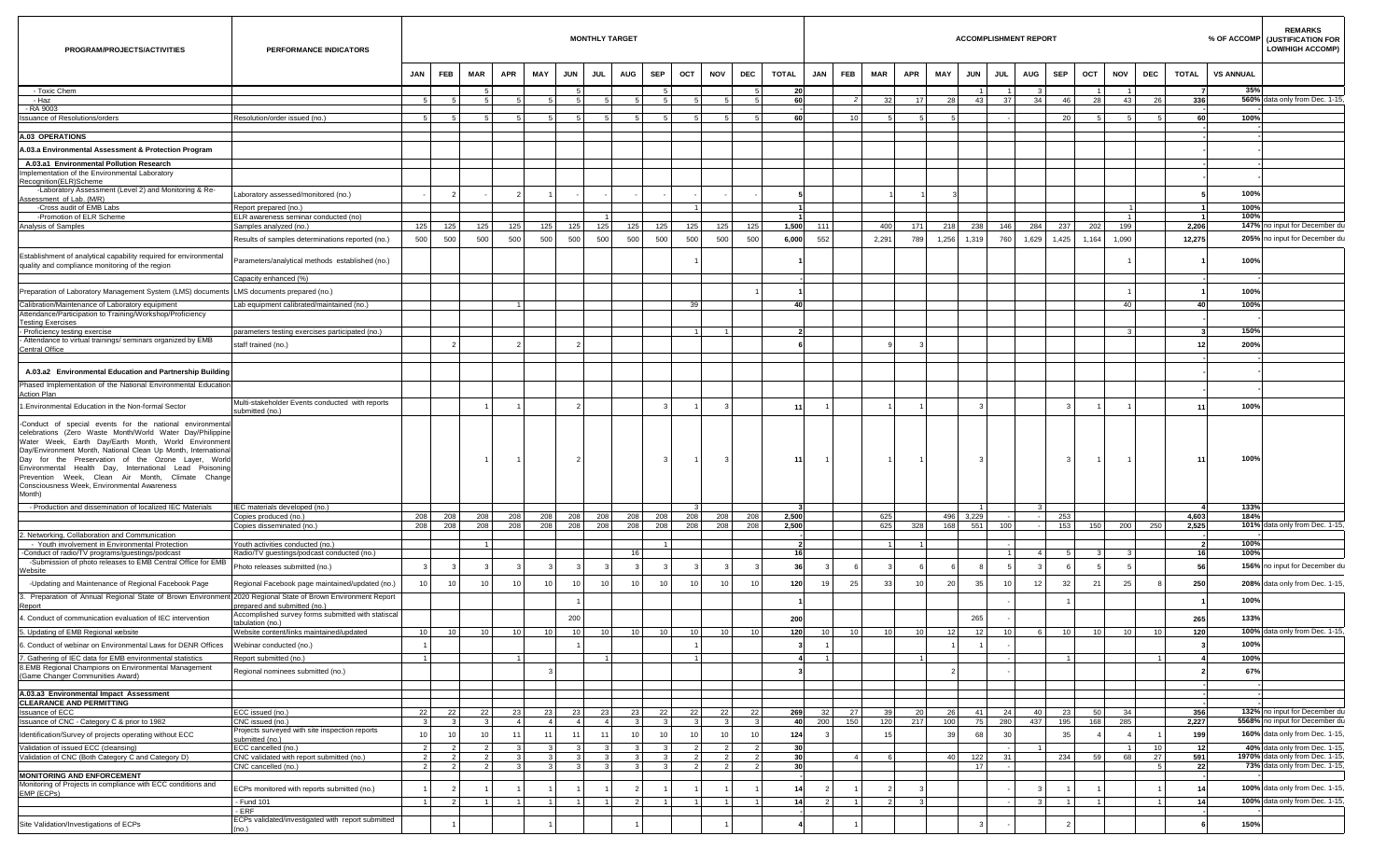| PROGRAM/PROJECTS/ACTIVITIES | PERFORMANCE INDICATORS | MONTHLY TARGET | | | | | | | | | | | | | ACCOMPLISHMENT REPORT | | | | | | | | | | | | | % OF ACCOMP | REMARKS (JUSTIFICATION FOR LOW/HIGH ACCOMP) |
|---|---|---|---|---|---|---|---|---|---|---|---|---|---|---|---|---|---|---|---|---|---|---|---|---|---|---|---|---|---|
| | | JAN | FEB | MAR | APR | MAY | JUN | JUL | AUG | SEP | OCT | NOV | DEC | TOTAL | JAN | FEB | MAR | APR | MAY | JUN | JUL | AUG | SEP | OCT | NOV | DEC | TOTAL | VS ANNUAL | |
| - Toxic Chem | | | | 5 | | | 5 | | | 5 | | | 5 | 20 | | | | | | 1 | 1 | 3 | | 1 | 1 | | 7 | 35% | |
| - Haz | | 5 | 5 | 5 | 5 | 5 | 5 | 5 | 5 | 5 | 5 | 5 | 5 | 60 | | 2 | 32 | 17 | 28 | 43 | 37 | 34 | 46 | 28 | 43 | 26 | 336 | 560% | data only from Dec. 1-15, |
| - RA 9003 | | | | | | | | | | | | | | | | | | | | | | | | | | | | | |
| Issuance of Resolutions/orders | Resolution/order issued (no.) | 5 | 5 | 5 | 5 | 5 | 5 | 5 | 5 | 5 | 5 | 5 | 5 | 60 | | 10 | 5 | 5 | 5 | | - | | 20 | 5 | 5 | 5 | 60 | 100% | |
| | | | | | | | | | | | | | | | | | | | | | | | | | | | - | - | |
| **A.03 OPERATIONS** | | | | | | | | | | | | | | | | | | | | | | | | | | | - | - | |
| **A.03.a Environmental Assessment & Protection Program** | | | | | | | | | | | | | | | | | | | | | | | | | | | - | - | |
| **A.03.a1 Environmental Pollution Research** | | | | | | | | | | | | | | | | | | | | | | | | | | | - | - | |
| Implementation of the Environmental Laboratory Recognition(ELR)Scheme | | | | | | | | | | | | | | | | | | | | | | | | | | | - | - | |
| -Laboratory Assessment (Level 2) and Monitoring & Re-Assessment of Lab. (IWR) | Laboratory assessed/monitored (no.) | - | 2 | - | 2 | 1 | - | - | - | - | - | - | - | 5 | | | 1 | 1 | 3 | | | | | | | | 5 | 100% | |
| -Cross audit of EMB Labs | Report prepared (no.) | | | | | | | | | | 1 | | | 1 | | | | | | | | | | | 1 | | 1 | 100% | |
| -Promotion of ELR Scheme | ELR awareness seminar conducted (no) | | | | | | | 1 | | | | | | 1 | | | | | | | | | | | 1 | | 1 | 100% | |
| Analysis of Samples | Samples analyzed (no.) | 125 | 125 | 125 | 125 | 125 | 125 | 125 | 125 | 125 | 125 | 125 | 125 | 1,500 | 111 | | 400 | 171 | 218 | 238 | 146 | 284 | 237 | 202 | 199 | | 2,206 | 147% | no input for December du |
| | Results of samples determinations reported (no.) | 500 | 500 | 500 | 500 | 500 | 500 | 500 | 500 | 500 | 500 | 500 | 500 | 6,000 | 552 | | 2,291 | 789 | 1,256 | 1,319 | 760 | 1,629 | 1,425 | 1,164 | 1,090 | | 12,275 | 205% | no input for December du |
| Establishment of analytical capability required for environmental quality and compliance monitoring of the region | Parameters/analytical methods established (no.) | | | | | | | | | | 1 | | | 1 | | | | | | | | | | | 1 | | 1 | 100% | |
| | Capacity enhanced (%) | | | | | | | | | | | | | | | | | | | | | | | | | | - | - | |
| Preparation of Laboratory Management System (LMS) documents | LMS documents prepared (no.) | | | | | | | | | | | | 1 | 1 | | | | | | | | | | | 1 | | 1 | 100% | |
| Calibration/Maintenance of Laboratory equipment | Lab equipment calibrated/maintained (no.) | | | | 1 | | | | | | 39 | | | 40 | | | | | | | | | | | 40 | | 40 | 100% | |
| Attendance/Participation to Training/Workshop/Proficiency Testing Exercises | | | | | | | | | | | | | | | | | | | | | | | | | | | - | - | |
| - Proficiency testing exercise | parameters testing exercises participated (no.) | | | | | | | | | | 1 | 1 | | 2 | | | | | | | | | | | 3 | | 3 | 150% | |
| - Attendance to virtual trainings/ seminars organized by EMB Central Office | staff trained (no.) | | 2 | | 2 | | 2 | | | | | | | 6 | | | 9 | 3 | | | | | | | | | 12 | 200% | |
| | | | | | | | | | | | | | | | | | | | | | | | | | | | - | - | |
| **A.03.a2 Environmental Education and Partnership Building** | | | | | | | | | | | | | | | | | | | | | | | | | | | - | - | |
| Phased Implementation of the National Environmental Education Action Plan | | | | | | | | | | | | | | | | | | | | | | | | | | | - | - | |
| 1.Environmental Education in the Non-formal Sector | Multi-stakeholder Events conducted with reports submitted (no.) | | | 1 | 1 | | 2 | | | 3 | 1 | 3 | | 11 | 1 | | 1 | 1 | | 3 | | | 3 | 1 | 1 | | 11 | 100% | |
| -Conduct of special events for the national environmental celebrations (Zero Waste Month/World Water Day/Philippine Water Week, Earth Day/Earth Month, World Environment Day/Environment Month, National Clean Up Month, International Day for the Preservation of the Ozone Layer, World Environmental Health Day, International Lead Poisoning Prevention Week, Clean Air Month, Climate Change Consciousness Week, Environmental Awareness Month) | | | | 1 | 1 | | 2 | | | 3 | 1 | 3 | | 11 | 1 | | 1 | 1 | | 3 | | | 3 | 1 | 1 | | 11 | 100% | |
| - Production and dissemination of localized IEC Materials | IEC materials developed (no.) | | | | | | | | | | 3 | | | 3 | | | | | | 1 | | 3 | | | | | 4 | 133% | |
| | Copies produced (no.) | 208 | 208 | 208 | 208 | 208 | 208 | 208 | 208 | 208 | 208 | 208 | 208 | 2,500 | | | 625 | | 496 | 3,229 | - | - | 253 | | | | 4,603 | 184% | |
| | Copies disseminated (no.) | 208 | 208 | 208 | 208 | 208 | 208 | 208 | 208 | 208 | 208 | 208 | 208 | 2,500 | | | 625 | 328 | 168 | 551 | 100 | - | 153 | 150 | 200 | 250 | 2,525 | 101% | data only from Dec. 1-15, |
| 2. Networking, Collaboration and Communication | | | | | | | | | | | | | | | | | | | | | | | | | | | - | - | |
| - Youth involvement in Environmental Protection | Youth activities conducted (no.) | | | 1 | | | | | | 1 | | | | 2 | | | 1 | 1 | | | - | | | | | | 2 | 100% | |
| -Conduct of radio/TV programs/guestings/podcast | Radio/TV guestings/podcast conducted (no.) | | | | | | | | 16 | | | | | 16 | | | | | | | 1 | 4 | 5 | 3 | 3 | | 16 | 100% | |
| -Submission of photo releases to EMB Central Office for EMB Website | Photo releases submitted (no.) | 3 | 3 | 3 | 3 | 3 | 3 | 3 | 3 | 3 | 3 | 3 | 3 | 36 | 3 | 6 | 3 | 6 | 6 | 8 | 5 | 3 | 6 | 5 | 5 | | 56 | 156% | no input for December du |
| -Updating and Maintenance of Regional Facebook Page | Regional Facebook page maintained/updated (no.) | 10 | 10 | 10 | 10 | 10 | 10 | 10 | 10 | 10 | 10 | 10 | 10 | 120 | 19 | 25 | 33 | 10 | 20 | 35 | 10 | 12 | 32 | 21 | 25 | 8 | 250 | 208% | data only from Dec. 1-15, |
| 3. Preparation of Annual Regional State of Brown Environment Report | 2020 Regional State of Brown Environment Report prepared and submitted (no.) | | | | | | 1 | | | | | | | 1 | | | | | | | - | | 1 | | | | 1 | 100% | |
| 4. Conduct of communication evaluation of IEC intervention | Accomplished survey forms submitted with statiscal tabulation (no.) | | | | | | 200 | | | | | | | 200 | | | | | | 265 | - | | | | | | 265 | 133% | |
| 5. Updating of EMB Regional website | Website content/links maintained/updated | 10 | 10 | 10 | 10 | 10 | 10 | 10 | 10 | 10 | 10 | 10 | 10 | 120 | 10 | 10 | 10 | 10 | 12 | 12 | 10 | 6 | 10 | 10 | 10 | 10 | 120 | 100% | data only from Dec. 1-15, |
| 6. Conduct of webinar on Environmental Laws for DENR Offices | Webinar conducted (no.) | 1 | | | | | 1 | | | | 1 | | | 3 | 1 | | | | 1 | 1 | - | | | | | | 3 | 100% | |
| 7. Gathering of IEC data for EMB environmental statistics | Report submitted (no.) | 1 | | | 1 | | | 1 | | | 1 | | | 4 | 1 | | | 1 | | | - | | 1 | | | 1 | 4 | 100% | |
| 8.EMB Regional Champions on Environmental Management (Game Changer Communities Award) | Regional nominees submitted (no.) | | | | | 3 | | | | | | | | 3 | | | | | 2 | | - | | | | | | 2 | 67% | |
| | | | | | | | | | | | | | | | | | | | | | | | | | | | - | - | |
| **A.03.a3 Environmental Impact Assessment** | | | | | | | | | | | | | | | | | | | | | | | | | | | - | - | |
| **CLEARANCE AND PERMITTING** | | | | | | | | | | | | | | | | | | | | | | | | | | | - | - | |
| Issuance of ECC | ECC issued (no.) | 22 | 22 | 22 | 23 | 23 | 23 | 23 | 23 | 22 | 22 | 22 | 22 | 269 | 32 | 27 | 39 | 20 | 26 | 41 | 24 | 40 | 23 | 50 | 34 | | 356 | 132% | no input for December du |
| Issuance of CNC - Category C & prior to 1982 | CNC issued (no.) | 3 | 3 | 3 | 4 | 4 | 4 | 4 | 3 | 3 | 3 | 3 | 3 | 40 | 200 | 150 | 120 | 217 | 100 | 75 | 280 | 437 | 195 | 168 | 285 | | 2,227 | 5568% | no input for December du |
| Identification/Survey of projects operating without ECC | Projects surveyed with site inspection reports submitted (no.) | 10 | 10 | 10 | 11 | 11 | 11 | 11 | 10 | 10 | 10 | 10 | 10 | 124 | 3 | | 15 | | 39 | 68 | 30 | | 35 | 4 | 4 | 1 | 199 | 160% | data only from Dec. 1-15, |
| Validation of issued ECC (cleansing) | ECC cancelled (no.) | 2 | 2 | 2 | 3 | 3 | 3 | 3 | 3 | 3 | 2 | 2 | 2 | 30 | | | | | | | - | 1 | | | 1 | 10 | 12 | 40% | data only from Dec. 1-15, |
| Validation of CNC (Both Category C and Category D) | CNC validated with report submitted (no.) | 2 | 2 | 2 | 3 | 3 | 3 | 3 | 3 | 3 | 2 | 2 | 2 | 30 | | 4 | 6 | | 40 | 122 | 31 | | 234 | 59 | 68 | 27 | 591 | 1970% | data only from Dec. 1-15, |
| | CNC cancelled (no.) | 2 | 2 | 2 | 3 | 3 | 3 | 3 | 3 | 3 | 2 | 2 | 2 | 30 | | | | | | 17 | - | | | | | 5 | 22 | 73% | data only from Dec. 1-15, |
| **MONITORING AND ENFORCEMENT** | | | | | | | | | | | | | | | | | | | | | | | | | | | - | - | |
| Monitoring of Projects in compliance with ECC conditions and EMP (ECPs) | ECPs monitored with reports submitted (no.) | 1 | 2 | 1 | 1 | 1 | 1 | 1 | 2 | 1 | 1 | 1 | 1 | 14 | 2 | 1 | 2 | 3 | | | - | 3 | 1 | 1 | | 1 | 14 | 100% | data only from Dec. 1-15, |
| | - Fund 101 | 1 | 2 | 1 | 1 | 1 | 1 | 1 | 2 | 1 | 1 | 1 | 1 | 14 | 2 | 1 | 2 | 3 | | | - | 3 | 1 | 1 | | 1 | 14 | 100% | data only from Dec. 1-15, |
| | - ERF | | | | | | | | | | | | | | | | | | | | | | | | | | - | - | |
| Site Validation/Investigations of ECPs | ECPs validated/investigated with report submitted (no.) | | 1 | | | 1 | | | 1 | | | 1 | | 4 | | 1 | | | | 3 | - | | 2 | | | | 6 | 150% | |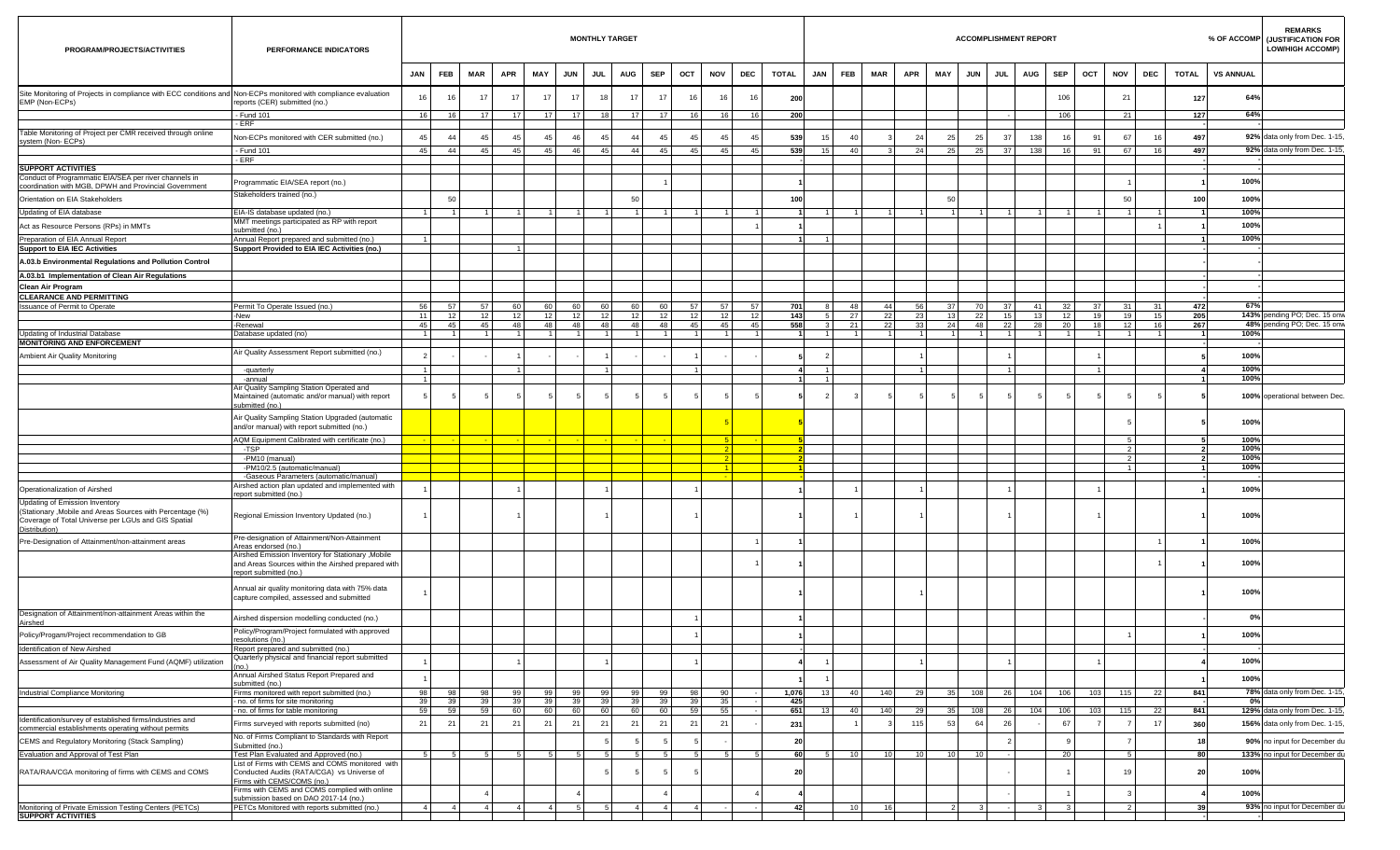| PROGRAM/PROJECTS/ACTIVITIES | PERFORMANCE INDICATORS | MONTHLY TARGET | | | | | | | | | | | | | ACCOMPLISHMENT REPORT | | | | | | | | | | | | | % OF ACCOMP | REMARKS (JUSTIFICATION FOR LOW/HIGH ACCOMP) |
|---|---|---|---|---|---|---|---|---|---|---|---|---|---|---|---|---|---|---|---|---|---|---|---|---|---|---|---|---|---|
| | | JAN | FEB | MAR | APR | MAY | JUN | JUL | AUG | SEP | OCT | NOV | DEC | TOTAL | JAN | FEB | MAR | APR | MAY | JUN | JUL | AUG | SEP | OCT | NOV | DEC | TOTAL | VS ANNUAL | |
| Site Monitoring of Projects in compliance with ECC conditions and EMP (Non-ECPs) | Non-ECPs monitored with compliance evaluation reports (CER) submitted (no.) | 16 | 16 | 17 | 17 | 17 | 17 | 18 | 17 | 17 | 16 | 16 | 16 | 200 | | | | | | | | | 106 | | 21 | | 127 | 64% | |
| | - Fund 101 | 16 | 16 | 17 | 17 | 17 | 17 | 18 | 17 | 17 | 16 | 16 | 16 | 200 | | | | | | | - | | 106 | | 21 | | 127 | 64% | |
| | - ERF | | | | | | | | | | | | | | | | | | | | | | | | | | | - | |
| Table Monitoring of Project per CMR received through online system (Non- ECPs) | Non-ECPs monitored with CER submitted (no.) | 45 | 44 | 45 | 45 | 45 | 46 | 45 | 44 | 45 | 45 | 45 | 45 | 539 | 15 | 40 | 3 | 24 | 25 | 25 | 37 | 138 | 16 | 91 | 67 | 16 | 497 | 92% | data only from Dec. 1-15, |
| | - Fund 101 | 45 | 44 | 45 | 45 | 45 | 46 | 45 | 44 | 45 | 45 | 45 | 45 | 539 | 15 | 40 | 3 | 24 | 25 | 25 | 37 | 138 | 16 | 91 | 67 | 16 | 497 | 92% | data only from Dec. 1-15, |
| | - ERF | | | | | | | | | | | | | | | | | | | | | | | | | | - | - | |
| **SUPPORT ACTIVITIES** | | | | | | | | | | | | | | | | | | | | | | | | | | | | - | |
| Conduct of Programmatic EIA/SEA per river channels in coordination with MGB, DPWH and Provincial Government | Programmatic EIA/SEA report (no.) | | | | | | | | | 1 | | | | 1 | | | | | | | | | | | 1 | | 1 | 100% | |
| Orientation on EIA Stakeholders | Stakeholders trained (no.) | | 50 | | | | | | 50 | | | | | 100 | | | | | 50 | | | | | | 50 | | 100 | 100% | |
| Updating of EIA database | EIA-IS database updated (no.) | 1 | 1 | 1 | 1 | 1 | 1 | 1 | 1 | 1 | 1 | 1 | 1 | 1 | 1 | 1 | 1 | 1 | 1 | 1 | 1 | 1 | 1 | 1 | 1 | 1 | 1 | 100% | |
| Act as Resource Persons (RPs) in MMTs | MMT meetings participated as RP with report submitted (no.) | | | | | | | | | | | | 1 | 1 | | | | | | | | | | | | 1 | 1 | 100% | |
| Preparation of EIA Annual Report | Annual Report prepared and submitted (no.) | 1 | | | | | | | | | | | | 1 | 1 | | | | | | | | | | | | 1 | 100% | |
| **Support to EIA IEC Activities** | **Support Provided to EIA IEC Activities (no.)** | | | | 1 | | | | | | | | | | | | | | | | | | | | | | - | - | |
| **A.03.b Environmental Regulations and Pollution Control** | | | | | | | | | | | | | | | | | | | | | | | | | | | | | |
| **A.03.b1 Implementation of Clean Air Regulations** | | | | | | | | | | | | | | | | | | | | | | | | | | | - | - | |
| **Clean Air Program** | | | | | | | | | | | | | | | | | | | | | | | | | | | - | - | |
| **CLEARANCE AND PERMITTING** | | | | | | | | | | | | | | | | | | | | | | | | | | | - | - | |
| Issuance of Permit to Operate | Permit To Operate Issued (no.) | 56 | 57 | 57 | 60 | 60 | 60 | 60 | 60 | 60 | 57 | 57 | 57 | 701 | 8 | 48 | 44 | 56 | 37 | 70 | 37 | 41 | 32 | 37 | 31 | 31 | 472 | 67% | |
| | -New | 11 | 12 | 12 | 12 | 12 | 12 | 12 | 12 | 12 | 12 | 12 | 12 | 143 | 5 | 27 | 22 | 23 | 13 | 22 | 15 | 13 | 12 | 19 | 19 | 15 | 205 | 143% | pending PO; Dec. 15 onw |
| | -Renewal | 45 | 45 | 45 | 48 | 48 | 48 | 48 | 48 | 48 | 45 | 45 | 45 | 558 | 3 | 21 | 22 | 33 | 24 | 48 | 22 | 28 | 20 | 18 | 12 | 16 | 267 | 48% | pending PO; Dec. 15 onw |
| Updating of Industrial Database | Database updated (no) | 1 | 1 | 1 | 1 | 1 | 1 | 1 | 1 | 1 | 1 | 1 | 1 | 1 | 1 | 1 | 1 | 1 | 1 | 1 | 1 | 1 | 1 | 1 | 1 | 1 | 1 | 100% | |
| **MONITORING AND ENFORCEMENT** | | | | | | | | | | | | | | | | | | | | | | | | | | | | | |
| Ambient Air Quality Monitoring | Air Quality Assessment Report submitted (no.) | 2 | - | - | 1 | - | - | 1 | - | - | 1 | - | - | 5 | 2 | | | 1 | | | 1 | | | 1 | | | 5 | 100% | |
| | -quarterly | 1 | | | 1 | | | 1 | | | 1 | | | 4 | 1 | | | 1 | | | 1 | | | 1 | | | 4 | 100% | |
| | -annual | 1 | | | | | | | | | | | | 1 | 1 | | | | | | | | | | | | 1 | 100% | |
| | Air Quality Sampling Station Operated and Maintained (automatic and/or manual) with report submitted (no.) | 5 | 5 | 5 | 5 | 5 | 5 | 5 | 5 | 5 | 5 | 5 | 5 | 5 | 2 | 3 | 5 | 5 | 5 | 5 | 5 | 5 | 5 | 5 | 5 | 5 | 5 | 100% | operational between Dec. |
| | Air Quality Sampling Station Upgraded (automatic and/or manual) with report submitted (no.) | | | | | | | | | | | 5 | | 5 | | | | | | | | | | | 5 | | 5 | 100% | |
| | AQM Equipment Calibrated with certificate (no.) | - | - | - | - | - | - | - | - | - | - | 5 | - | 5 | | | | | | | | | | | 5 | | 5 | 100% | |
| | -TSP | | | | | | | | | | | 2 | | 2 | | | | | | | | | | | 2 | | 2 | 100% | |
| | -PM10 (manual) | | | | | | | | | | | 2 | | 2 | | | | | | | | | | | 2 | | 2 | 100% | |
| | -PM10/2.5 (automatic/manual) | | | | | | | | | | | 1 | | 1 | | | | | | | | | | | 1 | | 1 | 100% | |
| | -Gaseous Parameters (automatic/manual) | | | | | | | | | | | - | | - | | | | | | | | | | | | | | | |
| Operationalization of Airshed | Airshed action plan updated and implemented with report submitted (no.) | 1 | | | 1 | | | 1 | | | 1 | | | 1 | | 1 | | 1 | | | 1 | | | 1 | | | 1 | 100% | |
| Updating of Emission Inventory (Stationary ,Mobile and Areas Sources with Percentage (%) Coverage of Total Universe per LGUs and GIS Spatial Distribution) | Regional Emission Inventory Updated (no.) | 1 | | | 1 | | | 1 | | | 1 | | | 1 | | 1 | | 1 | | | 1 | | | 1 | | | 1 | 100% | |
| Pre-Designation of Attainment/non-attainment areas | Pre-designation of Attainment/Non-Attainment Areas endorsed (no.) | | | | | | | | | | | | 1 | 1 | | | | | | | | | | | | 1 | 1 | 100% | |
| | Airshed Emission Inventory for Stationary ,Mobile and Areas Sources within the Airshed prepared with report submitted (no.) | | | | | | | | | | | | 1 | 1 | | | | | | | | | | | | 1 | 1 | 100% | |
| | Annual air quality monitoring data with 75% data capture compiled, assessed and submitted | 1 | | | | | | | | | | | | 1 | | | | 1 | | | | | | | | | 1 | 100% | |
| Designation of Attainment/non-attainment Areas within the Airshed | Airshed dispersion modelling conducted (no.) | | | | | | | | | | 1 | | | 1 | | | | | | | | | | | | | - | 0% | |
| Policy/Progam/Project recommendation to GB | Policy/Progam/Project formulated with approved resolutions (no.) | | | | | | | | | | 1 | | | 1 | | | | | | | | | | | 1 | | 1 | 100% | |
| Identification of New Airshed | Report prepared and submitted (no.) | | | | | | | | | | | | | - | | | | | | | | | | | | | - | - | |
| Assessment of Air Quality Management Fund (AQMF) utilization | Quarterly physical and financial report submitted (no.) | 1 | | | 1 | | | 1 | | | 1 | | | 4 | 1 | | | 1 | | | 1 | | | 1 | | | 4 | 100% | |
| | Annual Airshed Status Report Prepared and submitted (no.) | 1 | | | | | | | | | | | | 1 | 1 | | | | | | | | | | | | 1 | 100% | |
| Industrial Compliance Monitoring | Firms monitored with report submitted (no.) | 98 | 98 | 98 | 99 | 99 | 99 | 99 | 99 | 99 | 98 | 90 | - | 1,076 | 13 | 40 | 140 | 29 | 35 | 108 | 26 | 104 | 106 | 103 | 115 | 22 | 841 | 78% | data only from Dec. 1-15, |
| | - no. of firms for site monitoring | 39 | 39 | 39 | 39 | 39 | 39 | 39 | 39 | 39 | 39 | 35 | - | 425 | | | | | | | | | | | | | - | 0% | |
| | - no. of firms for table monitoring | 59 | 59 | 59 | 60 | 60 | 60 | 60 | 60 | 60 | 59 | 55 | - | 651 | 13 | 40 | 140 | 29 | 35 | 108 | 26 | 104 | 106 | 103 | 115 | 22 | 841 | 129% | data only from Dec. 1-15, |
| Identification/survey of established firms/industries and commercial establishments operating without permits | Firms surveyed with reports submitted (no) | 21 | 21 | 21 | 21 | 21 | 21 | 21 | 21 | 21 | 21 | 21 | - | 231 | | 1 | 3 | 115 | 53 | 64 | 26 | - | 67 | 7 | 7 | 17 | 360 | 156% | data only from Dec. 1-15, |
| CEMS and Regulatory Monitoring (Stack Sampling) | No. of Firms Compliant to Standards with Report Submitted (no.) | | | | | | | 5 | 5 | 5 | 5 | - | - | 20 | | | | | | | 2 | | 9 | | 7 | | 18 | 90% | no input for December du |
| Evaluation and Approval of Test Plan | Test Plan Evaluated and Approved (no.) | 5 | 5 | 5 | 5 | 5 | 5 | 5 | 5 | 5 | 5 | 5 | 5 | 60 | 5 | 10 | 10 | 10 | 10 | 10 | - | | 20 | | 5 | | 80 | 133% | no input for December du |
| RATA/RAA/CGA monitoring of firms with CEMS and COMS | List of Firms with CEMS and COMS monitored with Conducted Audits (RATA/CGA) vs Universe of Firms with CEMS/COMS (no.) | | | | | | | 5 | 5 | 5 | 5 | | | 20 | | | | | | | - | | 1 | | 19 | | 20 | 100% | |
| | Firms with CEMS and COMS complied with online submission based on DAO 2017-14 (no.) | | | 4 | | | 4 | | | 4 | | | 4 | 4 | | | | | | | - | | 1 | | 3 | | 4 | 100% | |
| Monitoring of Private Emission Testing Centers (PETCs) | PETCs Monitored with reports submitted (no.) | 4 | 4 | 4 | 4 | 4 | 5 | 5 | 4 | 4 | 4 | - | - | 42 | | 10 | 16 | | 2 | 3 | - | 3 | 3 | | 2 | | 39 | 93% | no input for December du |
| **SUPPORT ACTIVITIES** | | | | | | | | | | | | | | | | | | | | | | | | | | | | - | |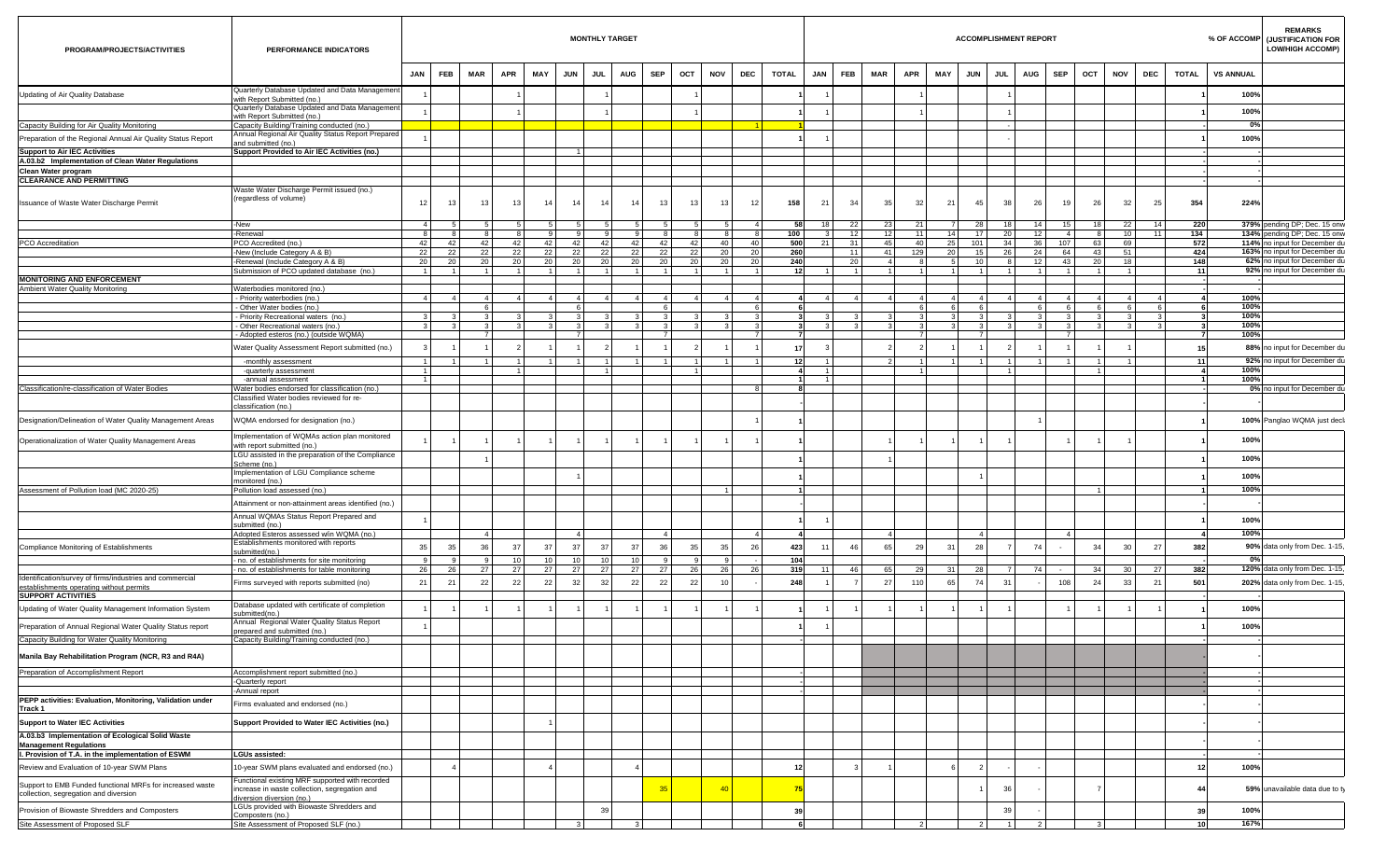| PROGRAM/PROJECTS/ACTIVITIES | PERFORMANCE INDICATORS | MONTHLY TARGET | | | | | | | | | | | | | ACCOMPLISHMENT REPORT | | | | | | | | | | | | | % OF ACCOMP | REMARKS (JUSTIFICATION FOR LOW/HIGH ACCOMP) |
|---|---|---|---|---|---|---|---|---|---|---|---|---|---|---|---|---|---|---|---|---|---|---|---|---|---|---|---|---|---|
| | | JAN | FEB | MAR | APR | MAY | JUN | JUL | AUG | SEP | OCT | NOV | DEC | TOTAL | JAN | FEB | MAR | APR | MAY | JUN | JUL | AUG | SEP | OCT | NOV | DEC | TOTAL | VS ANNUAL | |
| Updating of Air Quality Database | Quarterly Database Updated and Data Management with Report Submitted (no.) | 1 | | | 1 | | | 1 | | | 1 | | | 1 | 1 | | | 1 | | | 1 | | | | | | 1 | 100% | |
| | Quarterly Database Updated and Data Management with Report Submitted (no.) | 1 | | | 1 | | | 1 | | | 1 | | | 1 | 1 | | | 1 | | | 1 | | | | | | 1 | 100% | |
| Capacity Building for Air Quality Monitoring | Capacity Building/Training conducted (no.) | | | | | | | | | | | | 1 | 1 | | | | | | | - | | | | | | - | 0% | |
| Preparation of the Regional Annual Air Quality Status Report | Annual Regional Air Quality Status Report Prepared and submitted (no.) | 1 | | | | | | | | | | | | 1 | 1 | | | | | | - | | | | | | 1 | 100% | |
| **Support to Air IEC Activities** | **Support Provided to Air IEC Activities (no.)** | | | | | | 1 | | | | | | | | | | | | | | | | | | | | - | - | |
| **A.03.b2 Implementation of Clean Water Regulations** | | | | | | | | | | | | | | | | | | | | | | | | | | | - | - | |
| **Clean Water program** | | | | | | | | | | | | | | | | | | | | | | | | | | | - | - | |
| **CLEARANCE AND PERMITTING** | | | | | | | | | | | | | | | | | | | | | | | | | | | - | - | |
| Issuance of Waste Water Discharge Permit | Waste Water Discharge Permit issued (no.) (regardless of volume) | 12 | 13 | 13 | 13 | 14 | 14 | 14 | 14 | 13 | 13 | 13 | 12 | 158 | 21 | 34 | 35 | 32 | 21 | 45 | 38 | 26 | 19 | 26 | 32 | 25 | 354 | 224% | |
| | -New | 4 | 5 | 5 | 5 | 5 | 5 | 5 | 5 | 5 | 5 | 5 | 4 | 58 | 18 | 22 | 23 | 21 | 7 | 28 | 18 | 14 | 15 | 18 | 22 | 14 | 220 | 379% | pending DP; Dec. 15 onw |
| | -Renewal | 8 | 8 | 8 | 8 | 9 | 9 | 9 | 9 | 8 | 8 | 8 | 8 | 100 | 3 | 12 | 12 | 11 | 14 | 17 | 20 | 12 | 4 | 8 | 10 | 11 | 134 | 134% | pending DP; Dec. 15 onw |
| PCO Accreditation | PCO Accredited (no.) | 42 | 42 | 42 | 42 | 42 | 42 | 42 | 42 | 42 | 42 | 40 | 40 | 500 | 21 | 31 | 45 | 40 | 25 | 101 | 34 | 36 | 107 | 63 | 69 | | 572 | 114% | no input for December du |
| | -New (Include Category A & B) | 22 | 22 | 22 | 22 | 22 | 22 | 22 | 22 | 22 | 22 | 20 | 20 | 260 | | 11 | 41 | 129 | 20 | 15 | 26 | 24 | 64 | 43 | 51 | | 424 | 163% | no input for December du |
| | -Renewal (Include Category A & B) | 20 | 20 | 20 | 20 | 20 | 20 | 20 | 20 | 20 | 20 | 20 | 20 | 240 | | 20 | 4 | 8 | 5 | 10 | 8 | 12 | 43 | 20 | 18 | | 148 | 62% | no input for December du |
| | Submission of PCO updated database (no.) | 1 | 1 | 1 | 1 | 1 | 1 | 1 | 1 | 1 | 1 | 1 | 1 | 12 | 1 | 1 | 1 | 1 | 1 | 1 | 1 | 1 | 1 | 1 | 1 | | 11 | 92% | no input for December du |
| **MONITORING AND ENFORCEMENT** | | | | | | | | | | | | | | | | | | | | | | | | | | | - | | |
| Ambient Water Quality Monitoring | Waterbodies monitored (no.) | | | | | | | | | | | | | | | | | | | | | | | | | | - | | |
| | - Priority waterbodies (no.) | 4 | 4 | 4 | 4 | 4 | 4 | 4 | 4 | 4 | 4 | 4 | 4 | 4 | 4 | 4 | 4 | 4 | 4 | 4 | 4 | 4 | 4 | 4 | 4 | 4 | 4 | 100% | |
| | - Other Water bodies (no.) | | | 6 | | | 6 | | | 6 | | | 6 | 6 | | | | 6 | 6 | 6 | | 6 | 6 | 6 | 6 | 6 | 6 | 100% | |
| | - Priority Recreational waters (no.) | 3 | 3 | 3 | 3 | 3 | 3 | 3 | 3 | 3 | 3 | 3 | 3 | 3 | 3 | 3 | 3 | 3 | 3 | 3 | 3 | 3 | 3 | 3 | 3 | 3 | 3 | 100% | |
| | - Other Recreational waters (no.) | 3 | 3 | 3 | 3 | 3 | 3 | 3 | 3 | 3 | 3 | 3 | 3 | 3 | 3 | 3 | 3 | 3 | 3 | 3 | 3 | 3 | 3 | 3 | 3 | 3 | 3 | 100% | |
| | - Adopted esteros (no.) (outside WQMA) | | | 7 | | | 7 | | | 7 | | | 7 | 7 | | | | 7 | | 7 | | | 7 | | | | 7 | 100% | |
| | Water Quality Assessment Report submitted (no.) | 3 | 1 | 1 | 2 | 1 | 1 | 2 | 1 | 1 | 2 | 1 | 1 | 17 | 3 | | 2 | 2 | 1 | 1 | 2 | 1 | 1 | 1 | 1 | | 15 | 88% | no input for December du |
| | -monthly assessment | 1 | 1 | 1 | 1 | 1 | 1 | 1 | 1 | 1 | 1 | 1 | 1 | 12 | 1 | | 2 | 1 | 1 | 1 | 1 | 1 | 1 | 1 | 1 | | 11 | 92% | no input for December du |
| | -quarterly assessment | 1 | | | 1 | | | 1 | | | 1 | | | 4 | 1 | | | 1 | | | 1 | | | 1 | | | 4 | 100% | |
| | -annual assessment | 1 | | | | | | | | | | | | 1 | 1 | | | | | | | | | | | | 1 | 100% | |
| Classification/re-classification of Water Bodies | Water bodies endorsed for classification (no.) | | | | | | | | | | | | 8 | 8 | | | | | | | | | | | | | - | 0% | no input for December du |
| | Classified Water bodies reviewed for re-classification (no.) | | | | | | | | | | | | | | | | | | | | | | | | | | - | | |
| Designation/Delineation of Water Quality Management Areas | WQMA endorsed for designation (no.) | | | | | | | | | | | | 1 | 1 | | | | | | | | 1 | | | | | 1 | 100% | Panglao WQMA just decl |
| Operationalization of Water Quality Management Areas | Implementation of WQMAs action plan monitored with report submitted (no.) | 1 | 1 | 1 | 1 | 1 | 1 | 1 | 1 | 1 | 1 | 1 | 1 | 1 | | | 1 | 1 | 1 | 1 | 1 | | 1 | 1 | 1 | | 1 | 100% | |
| | LGU assisted in the preparation of the Compliance Scheme (no.) | | | 1 | | | | | | | | | | 1 | | | 1 | | | | | | | | | | 1 | 100% | |
| | Implementation of LGU Compliance scheme monitored (no.) | | | | | | 1 | | | | | | | 1 | | | | | | 1 | | | | | | | 1 | 100% | |
| Assessment of Pollution load (MC 2020-25) | Pollution load assessed (no.) | | | | | | | | | | | 1 | | 1 | | | | | | | | | | 1 | | | 1 | 100% | |
| | Attainment or non-attainment areas identified (no.) | | | | | | | | | | | | | | | | | | | | | | | | | | - | | |
| | Annual WQMAs Status Report Prepared and submitted (no.) | 1 | | | | | | | | | | | | 1 | 1 | | | | | | | | | | | | 1 | 100% | |
| | Adopted Esteros assessed win WQMA (no.) | | | 4 | | | 4 | | | 4 | | | 4 | 4 | | | 4 | | | 4 | | | 4 | | | | 4 | 100% | |
| Compliance Monitoring of Establishments | Establishments monitored with reports submitted(no.) | 35 | 35 | 36 | 37 | 37 | 37 | 37 | 37 | 36 | 35 | 35 | 26 | 423 | 11 | 46 | 65 | 29 | 31 | 28 | 7 | 74 | - | 34 | 30 | 27 | 382 | 90% | data only from Dec. 1-15, |
| | - no. of establishments for site monitoring | 9 | 9 | 9 | 10 | 10 | 10 | 10 | 10 | 9 | 9 | 9 | - | 104 | | | | | | | | | | | | | - | 0% | |
| | - no. of establishments for table monitoring | 26 | 26 | 27 | 27 | 27 | 27 | 27 | 27 | 27 | 26 | 26 | 26 | 319 | 11 | 46 | 65 | 29 | 31 | 28 | 7 | 74 | - | 34 | 30 | 27 | 382 | 120% | data only from Dec. 1-15, |
| Identification/survey of firms/industries and commercial establishments operating without permits | Firms surveyed with reports submitted (no) | 21 | 21 | 22 | 22 | 22 | 32 | 32 | 22 | 22 | 22 | 10 | - | 248 | 1 | 7 | 27 | 110 | 65 | 74 | 31 | - | 108 | 24 | 33 | 21 | 501 | 202% | data only from Dec. 1-15, |
| **SUPPORT ACTIVITIES** | | | | | | | | | | | | | | | | | | | | | | | | | | | - | | |
| Updating of Water Quality Management Information System | Database updated with certificate of completion submitted(no.) | 1 | 1 | 1 | 1 | 1 | 1 | 1 | 1 | 1 | 1 | 1 | 1 | 1 | 1 | 1 | 1 | 1 | 1 | 1 | 1 | | 1 | 1 | 1 | 1 | 1 | 100% | |
| Preparation of Annual Regional Water Quality Status report | Annual Regional Water Quality Status Report prepared and submitted (no.) | 1 | | | | | | | | | | | | 1 | 1 | | | | | | | | | | | | 1 | 100% | |
| Capacity Building for Water Quality Monitoring | Capacity Building/Training conducted (no.) | | | | | | | | | | | | | | | | | | | | | | | | | | - | - | |
| **Manila Bay Rehabilitation Program (NCR, R3 and R4A)** | | | | | | | | | | | | | | | | | | | | | | | | | | | - | - | |
| Preparation of Accomplishment Report | Accomplishment report submitted (no.) | | | | | | | | | | | | | | | | | | | | | | | | | | - | - | |
| | -Quarterly report | | | | | | | | | | | | | - | | | | | | | | | | | | | - | - | |
| | -Annual report | | | | | | | | | | | | | - | | | | | | | | | | | | | - | - | |
| **PEPP activities: Evaluation, Monitoring, Validation under Track 1** | Firms evaluated and endorsed (no.) | | | | | | | | | | | | | - | | | | | | | | | | | | | - | - | |
| **Support to Water IEC Activities** | **Support Provided to Water IEC Activities (no.)** | | | | | 1 | | | | | | | | | | | | | | | | | | | | | - | - | |
| **A.03.b3 Implementation of Ecological Solid Waste Management Regulations** | | | | | | | | | | | | | | | | | | | | | | | | | | | - | - | |
| **I. Provision of T.A. in the implementation of ESWM** | **LGUs assisted:** | | | | | | | | | | | | | | | | | | | | | | | | | | - | - | |
| Review and Evaluation of 10-year SWM Plans | 10-year SWM plans evaluated and endorsed (no.) | | 4 | | | 4 | | | 4 | | | | | 12 | | 3 | 1 | | 6 | 2 | | - | | | | | 12 | 100% | |
| Support to EMB Funded functional MRFs for increased waste collection, segregation and diversion | Functional existing MRF supported with recorded increase in waste collection, segregation and diversion diversion (no.) | | | | | | | | 35 | | 40 | | | 75 | | | | | | 1 | 36 | - | | 7 | | | 44 | 59% | unavailable data due to ty |
| Provision of Biowaste Shredders and Composters | LGUs provided with Biowaste Shredders and Composters (no.) | | | | | | | 39 | | | | | | 39 | | | | | | | 39 | - | | | | | 39 | 100% | |
| Site Assessment of Proposed SLF | Site Assessment of Proposed SLF (no.) | | | | | | 3 | | 3 | | | | | 6 | | | | 2 | | 2 | 1 | 2 | | 3 | | | 10 | 167% | |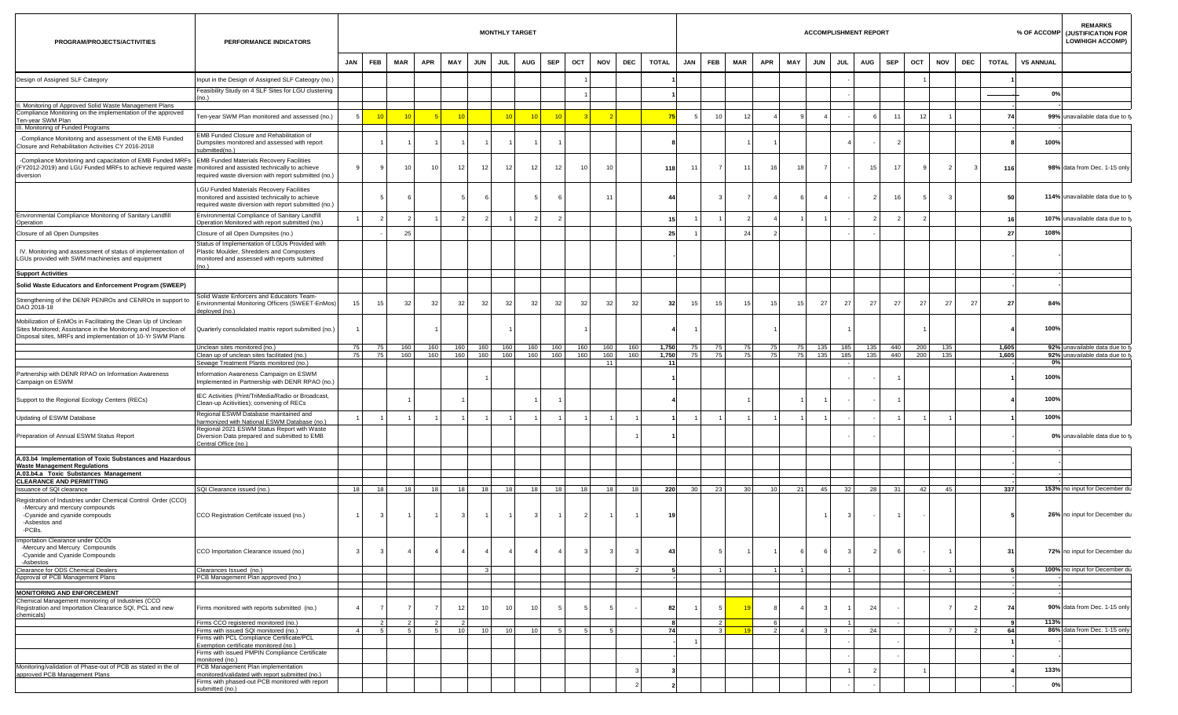| PROGRAM/PROJECTS/ACTIVITIES | PERFORMANCE INDICATORS | MONTHLY TARGET | | | | | | | | | | | | | ACCOMPLISHMENT REPORT | | | | | | | | | | | | | % OF ACCOMP | REMARKS (JUSTIFICATION FOR LOW/HIGH ACCOMP) |
|---|---|---|---|---|---|---|---|---|---|---|---|---|---|---|---|---|---|---|---|---|---|---|---|---|---|---|---|---|---|
| | | JAN | FEB | MAR | APR | MAY | JUN | JUL | AUG | SEP | OCT | NOV | DEC | TOTAL | JAN | FEB | MAR | APR | MAY | JUN | JUL | AUG | SEP | OCT | NOV | DEC | TOTAL | VS ANNUAL | |
| Design of Assigned SLF Category | Input in the Design of Assigned SLF Category (no.) | | | | | | | | | | 1 | | | 1 | | | | | | | - | | | 1 | | | 1 | | |
| | Feasibility Study on 4 SLF Sites for LGU clustering (no.) | | | | | | | | | | 1 | | | 1 | | | | | | | - | | | | | | - | 0% | |
| II. Monitoring of Approved Solid Waste Management Plans | | | | | | | | | | | | | | | | | | | | | | | | | | | - | - | |
| Compliance Monitoring on the implementation of the approved Ten-year SWM Plan | Ten-year SWM Plan monitored and assessed (no.) | 5 | 10 | 10 | 5 | 10 | | 10 | 10 | 10 | 3 | 2 | | 75 | 5 | 10 | 12 | 4 | 9 | 4 | - | 6 | 11 | 12 | 1 | | 74 | 99% | unavailable data due to ty |
| III. Monitoring of Funded Programs | | | | | | | | | | | | | | | | | | | | | | | | | | | - | - | |
| -Compliance Monitoring and assessment of the EMB Funded Closure and Rehabilitation Activities CY 2016-2018 | EMB Funded Closure and Rehabilitation of Dumpsites monitored and assessed with report submitted(no.) | | 1 | 1 | 1 | 1 | 1 | 1 | 1 | 1 | | | | 8 | | | 1 | 1 | | | 4 | - | 2 | | | | 8 | 100% | |
| -Compliance Monitoring and capacitation of EMB Funded MRFs (FY2012-2019) and LGU Funded MRFs to achieve required waste diversion | EMB Funded Materials Recovery Facilities monitored and assisted technically to achieve required waste diversion with report submitted (no.) | 9 | 9 | 10 | 10 | 12 | 12 | 12 | 12 | 12 | 10 | 10 | | 118 | 11 | 7 | 11 | 16 | 18 | 7 | - | 15 | 17 | 9 | 2 | 3 | 116 | 98% | data from Dec. 1-15 only |
| | LGU Funded Materials Recovery Facilities monitored and assisted technically to achieve required waste diversion with report submitted (no.) | | 5 | 6 | | 5 | 6 | | 5 | 6 | | 11 | | 44 | | 3 | 7 | 4 | 6 | 4 | - | 2 | 16 | 5 | 3 | | 50 | 114% | unavailable data due to ty |
| Environmental Compliance Monitoring of Sanitary Landfill Operation | Environmental Compliance of Sanitary Landfill Operation Monitored with report submitted (no.) | 1 | 2 | 2 | 1 | 2 | 2 | 1 | 2 | 2 | | | | 15 | 1 | 1 | 2 | 4 | 1 | 1 | - | 2 | 2 | 2 | | | 16 | 107% | unavailable data due to ty |
| Closure of all Open Dumpsites | Closure of all Open Dumpsites (no.) | | - | 25 | | | | | | | | | | 25 | 1 | | 24 | 2 | | | - | - | | | | | 27 | 108% | |
| IV. Monitoring and assessment of status of implementation of LGUs provided with SWM machineries and equipment | Status of Implementation of LGUs Provided with Plastic Moulder, Shredders and Composters monitored and assessed with reports submitted (no.) | | | | | | | | | | | | | - | | | | | | | | | | | | | - | - | |
| **Support Activities** | | | | | | | | | | | | | | | | | | | | | | | | | | | - | - | |
| **Solid Waste Educators and Enforcement Program (SWEEP)** | | | | | | | | | | | | | | | | | | | | | | | | | | | - | - | |
| Strengthening of the DENR PENROs and CENROs in support to DAO 2018-18 | Solid Waste Enforcers and Educators Team-Environmental Monitoring Officers (SWEET-EnMos) deployed (no.) | 15 | 15 | 32 | 32 | 32 | 32 | 32 | 32 | 32 | 32 | 32 | 32 | 32 | 15 | 15 | 15 | 15 | 15 | 27 | 27 | 27 | 27 | 27 | 27 | 27 | 27 | 84% | |
| Mobilization of EnMOs in Facilitating the Clean Up of Unclean Sites Monitored; Assistance in the Monitoring and Inspection of Disposal sites, MRFs and implementation of 10-Yr SWM Plans | Quarterly consolidated matrix report submitted (no.) | 1 | | | 1 | | | 1 | | | 1 | | | 4 | 1 | | | 1 | | | 1 | | | 1 | | | 4 | 100% | |
| | Unclean sites monitored (no.) | 75 | 75 | 160 | 160 | 160 | 160 | 160 | 160 | 160 | 160 | 160 | 160 | 1,750 | 75 | 75 | 75 | 75 | 75 | 135 | 185 | 135 | 440 | 200 | 135 | | 1,605 | 92% | unavailable data due to ty |
| | Clean up of unclean sites facilitated (no.) | 75 | 75 | 160 | 160 | 160 | 160 | 160 | 160 | 160 | 160 | 160 | 160 | 1,750 | 75 | 75 | 75 | 75 | 75 | 135 | 185 | 135 | 440 | 200 | 135 | | 1,605 | 92% | unavailable data due to ty |
| | Sewage Treatment Plants monitored (no.) | | | | | | | | | | | 11 | | 11 | | | | | | | - | | | | | | - | 0% | |
| Partnership with DENR RPAO on Information Awareness Campaign on ESWM | Information Awareness Campaign on ESWM Implemented in Partnership with DENR RPAO (no.) | | | | | | 1 | | | | | | | 1 | | | | | | | - | - | 1 | | | | 1 | 100% | |
| Support to the Regional Ecology Centers (RECs) | IEC Activities (Print/TriMedia/Radio or Broadcast, Clean-up Acitivities); convening of RECs | | | 1 | | 1 | | | 1 | 1 | | | | 4 | | | 1 | | 1 | 1 | - | - | 1 | | | | 4 | 100% | |
| Updating of ESWM Database | Regional ESWM Database maintained and harmonized with National ESWM Database (no.) | 1 | 1 | 1 | 1 | 1 | 1 | 1 | 1 | 1 | 1 | 1 | 1 | 1 | 1 | 1 | 1 | 1 | 1 | 1 | - | - | 1 | 1 | 1 | | 1 | 100% | |
| Preparation of Annual ESWM Status Report | Regional 2021 ESWM Status Report with Waste Diversion Data prepared and submitted to EMB Central Office (no.) | | | | | | | | | | | | 1 | 1 | | | | | | | - | - | | | | | - | 0% | unavailable data due to ty |
| | | | | | | | | | | | | | | | | | | | | | | | | | | | - | - | |
| **A.03.b4 Implementation of Toxic Substances and Hazardous Waste Management Regulations** | | | | | | | | | | | | | | | | | | | | | | | | | | | - | - | |
| **A.03.b4.a Toxic Substances Management** | | | | | | | | | | | | | | | | | | | | | | | | | | | - | - | |
| **CLEARANCE AND PERMITTING** | | | | | | | | | | | | | | | | | | | | | | | | | | | - | - | |
| Issuance of SQI clearance | SQI Clearance issued (no.) | 18 | 18 | 18 | 18 | 18 | 18 | 18 | 18 | 18 | 18 | 18 | 18 | 220 | 30 | 23 | 30 | 10 | 21 | 45 | 32 | 28 | 31 | 42 | 45 | | 337 | 153% | no input for December du |
| Registration of Industries under Chemical Control Order (CCO) -Mercury and mercury compounds -Cyanide and cyanide compouds -Asbestos and -PCBs. | CCO Registration Certifcate issued (no.) | 1 | 3 | 1 | 1 | 3 | 1 | 1 | 3 | 1 | 2 | 1 | 1 | 19 | | | | | | 1 | 3 | - | 1 | - | | | 5 | 26% | no input for December du |
| Importation Clearance under CCOs -Mercury and Mercury Compounds -Cyanide and Cyanide Compounds -Asbestos | CCO Importation Clearance issued (no.) | 3 | 3 | 4 | 4 | 4 | 4 | 4 | 4 | 4 | 3 | 3 | 3 | 43 | | 5 | 1 | 1 | 6 | 6 | 3 | 2 | 6 | - | 1 | | 31 | 72% | no input for December du |
| Clearance for ODS Chemical Dealers | Clearances Issued (no.) | | | | | | 3 | | | | | | 2 | 5 | | 1 | | 1 | 1 | | 1 | | | - | 1 | | 5 | 100% | no input for December du |
| Approval of PCB Management Plans | PCB Management Plan approved (no.) | | | | | | | | | | | | | - | | | | | | | | | | | | | - | - | |
| | | | | | | | | | | | | | | | | | | | | | | | | | | | - | - | |
| **MONITORING AND ENFORCEMENT** | | | | | | | | | | | | | | | | | | | | | | | | | | | - | - | |
| Chemical Management monitoring of Industries (CCO Registration and Importation Clearance SQI, PCL and new chemicals) | Firms monitored with reports submitted (no.) | 4 | 7 | 7 | 7 | 12 | 10 | 10 | 10 | 5 | 5 | 5 | - | 82 | 1 | 5 | 19 | 8 | 4 | 3 | 1 | 24 | - | | 7 | 2 | 74 | 90% | data from Dec. 1-15 only |
| | Firms CCO registered monitored (no.) | | 2 | 2 | 2 | 2 | | | | | | | | 8 | | 2 | | 6 | | | 1 | | - | | | | 9 | 113% | |
| | Firms with issued SQI monitored (no.) | 4 | 5 | 5 | 5 | 10 | 10 | 10 | 10 | 5 | 5 | 5 | | 74 | | 3 | 19 | 2 | 4 | 3 | - | 24 | | | 7 | 2 | 64 | 86% | data from Dec. 1-15 only |
| | Firms with PCL Compliance Certificate/PCL Exemption certificate monitored (no.) | | | | | | | | | | | | | - | 1 | | | | | | - | | - | | | | 1 | | |
| | Firms with issued PMPIN Compliance Certificate monitored (no.) | | | | | | | | | | | | | - | | | | | | | - | | - | | | | - | | |
| Monitoring/validation of Phase-out of PCB as stated in the of approved PCB Management Plans | PCB Management Plan implementation monitored/validated with report submitted (no.) | | | | | | | | | | | | 3 | 3 | | | | | | | 1 | 2 | | 1 | | | 4 | 133% | |
| | Firms with phased-out PCB monitored with report submitted (no.) | | | | | | | | | | | | 2 | 2 | | | | | | | - | - | | | | | - | 0% | |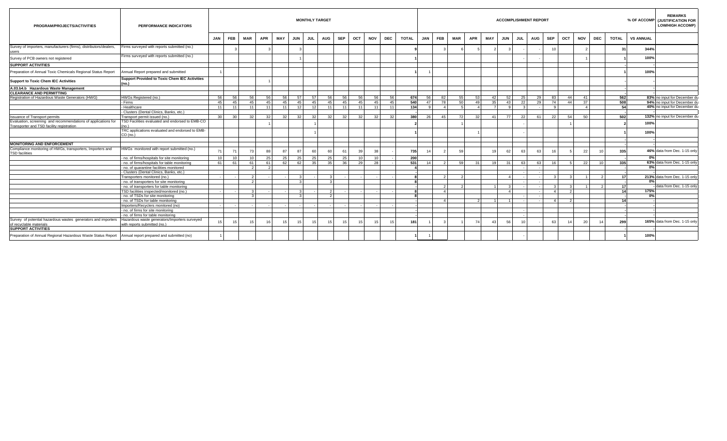| PROGRAM/PROJECTS/ACTIVITIES | PERFORMANCE INDICATORS | MONTHLY TARGET | | | | | | | | | | | | | ACCOMPLISHMENT REPORT | | | | | | | | | | | | | % OF ACCOMP | REMARKS (JUSTIFICATION FOR LOW/HIGH ACCOMP) |
|---|---|---|---|---|---|---|---|---|---|---|---|---|---|---|---|---|---|---|---|---|---|---|---|---|---|---|---|---|---|
| | | JAN | FEB | MAR | APR | MAY | JUN | JUL | AUG | SEP | OCT | NOV | DEC | TOTAL | JAN | FEB | MAR | APR | MAY | JUN | JUL | AUG | SEP | OCT | NOV | DEC | TOTAL | VS ANNUAL | |
| Survey of importers, manufacturers (firms), distributors/dealers, users | Firms surveyed with reports submitted (no.) | | 3 | | 3 | | 3 | | | | | | | 9 | | 3 | 6 | 5 | 2 | 3 | - | - | 10 | | 2 | | 31 | 344% | |
| Survey of PCB owners not registered | Firms surveyed with reports submitted (no.) | | | | | | 1 | | | | | | | 1 | | | | | | | - | - | | | 1 | | 1 | 100% | |
| SUPPORT ACTIVITIES | | | | | | | | | | | | | | | | | | | | | | | | | | | - | - | |
| Preparation of Annual Toxic Chemicals Regional Status Report | Annual Report prepared and submitted | 1 | | | | | | | | | | | | 1 | 1 | | | | | | | | | | | | 1 | 100% | |
| Support to Toxic Chem IEC Activities | Support Provided to Toxic Chem IEC Activities (no.) | | | | 1 | | | | | | | | | | | | | | | | | | | | | | - | - | |
| A.03.b4.b Hazardous Waste Management | | | | | | | | | | | | | | | | | | | | | | | | | | | - | - | |
| CLEARANCE AND PERMITTING | | | | | | | | | | | | | | | | | | | | | | | | | | | - | - | |
| Registration of Hazardous Waste Generators (HWG) | HWGs Registered (no.) | 56 | 56 | 56 | 56 | 56 | 57 | 57 | 56 | 56 | 56 | 56 | 56 | 674 | 56 | 82 | 55 | 53 | 42 | 52 | 25 | 29 | 83 | 44 | 41 | | 562 | 83% | no input for December du |
| | - Firms | 45 | 45 | 45 | 45 | 45 | 45 | 45 | 45 | 45 | 45 | 45 | 45 | 540 | 47 | 78 | 50 | 49 | 35 | 43 | 22 | 29 | 74 | 44 | 37 | | 508 | 94% | no input for December du |
| | - Healthcare | 11 | 11 | 11 | 11 | 11 | 12 | 12 | 11 | 11 | 11 | 11 | 11 | 134 | 9 | 4 | 5 | 4 | 7 | 9 | 3 | - | 9 | | 4 | | 54 | 40% | no input for December du |
| | - Clusters (Dental Clinics, Banks, etc.) | | | | | | | | | | | | | - | | | | | | | | | | | | | - | | |
| Issuance of Transport permits | Transport permit issued (no.) | 30 | 30 | 32 | 32 | 32 | 32 | 32 | 32 | 32 | 32 | 32 | 32 | 380 | 26 | 45 | 72 | 32 | 41 | 77 | 22 | 61 | 22 | 54 | 50 | | 502 | 132% | no input for December du |
| Evaluation, screening and recommendations of applications for Transporter and TSD facility registration | TSD Facilities evaluated and endorsed to EMB-CO (no.) | | | | 1 | | | 1 | | | | | | 2 | | | 1 | | | | - | | | 1 | | | 2 | 100% | |
| | TRC applications evaluated and endorsed to EMB-CO (no.) | | | | | | | 1 | | | | | | 1 | | | | 1 | | | - | | | | | | 1 | 100% | |
| MONITORING AND ENFORCEMENT | | | | | | | | | | | | | | | | | | | | | | | | | | | - | - | |
| Compliance monitoring of HWGs, transporters, Importers and TSD facilities | HWGs monitored with report submitted (no.) | 71 | 71 | 73 | 88 | 87 | 87 | 60 | 60 | 61 | 39 | 38 | - | 735 | 14 | 2 | 59 | | 19 | 62 | 63 | 63 | 16 | 5 | 22 | 10 | 335 | 46% | data from Dec. 1-15 only |
| | - no. of firms/hospitals for site monitoring | 10 | 10 | 10 | 25 | 25 | 25 | 25 | 25 | 25 | 10 | 10 | - | 200 | | | | | | | | | | | | | - | 0% | |
| | - no. of firms/hospitals for table monitoring | 61 | 61 | 61 | 61 | 62 | 62 | 35 | 35 | 36 | 29 | 28 | - | 531 | 14 | 2 | 59 | 31 | 19 | 31 | 63 | 63 | 16 | 5 | 22 | 10 | 335 | 63% | data from Dec. 1-15 only |
| | - no. of quarantine facilities monitored | | | 2 | 2 | | | | | | | | | 4 | | | | | | | | | | | | | - | 0% | |
| | - Clusters (Dental Clinics, Banks, etc.) | | | | | | | | | | | | | - | | | | | | | - | - | | | | | - | - | |
| | Transporters monitored (no.) | - | - | 2 | - | - | 3 | - | 3 | - | - | - | - | 8 | | 2 | 2 | | | 4 | - | - | 3 | 3 | 1 | 2 | 17 | 213% | data from Dec. 1-15 only |
| | - no. of transporters for site monitoring | | | 2 | | | 3 | | 3 | | | | | 8 | | | | | | | - | - | | | | | - | 0% | |
| | - no. of transporters for table monitoring | | | | | | | | | | | | | - | | 2 | 2 | | 1 | 3 | - | - | 3 | 3 | 1 | 2 | 17 | - | data from Dec. 1-15 only |
| | TSD facilities inspected/monitored (no.) | - | - | 3 | - | | 3 | - | 2 | - | - | - | - | 8 | | 4 | | | | 4 | - | - | 4 | 2 | | | 14 | 175% | |
| | - no. of TSDs for site monitoring | | | 3 | | | 3 | | 2 | | | | | 8 | | | | | | | - | - | | | | | - | 0% | |
| | - no. of TSDs for table monitoring | | | | | | | | | | | | | - | | 4 | | 2 | 1 | 1 | - | - | 4 | 2 | | | 14 | - | |
| | Importers/Recyclers monitored (no) | - | - | - | - | - | - | - | - | - | - | - | - | - | | | | | | | | | | | | | - | - | |
| | - no. of firms for site monitoring | | | | | | | | | | | | | - | | | | | | | | | | | | | - | - | |
| | - no. of firms for table monitoring | | | | | | | | | | | | | - | | | | | | | - | | | | | | - | - | |
| Survey of potential hazardous wastes generators and importers of recyclable materials | Hazardous waste generators/Importers surveyed with reports submitted (no.) | 15 | 15 | 15 | 16 | 15 | 15 | 15 | 15 | 15 | 15 | 15 | 15 | 181 | 1 | 3 | 1 | 74 | 43 | 56 | 10 | - | 63 | 14 | 20 | 14 | 299 | 165% | data from Dec. 1-15 only |
| SUPPORT ACTIVITIES | | | | | | | | | | | | | | | | | | | | | | | | | | | - | - | |
| Preparation of Annual Regional Hazardous Waste Status Report | Annual report prepared and submitted (no) | 1 | | | | | | | | | | | | 1 | 1 | | | | | | - | | | | | | 1 | 100% | |